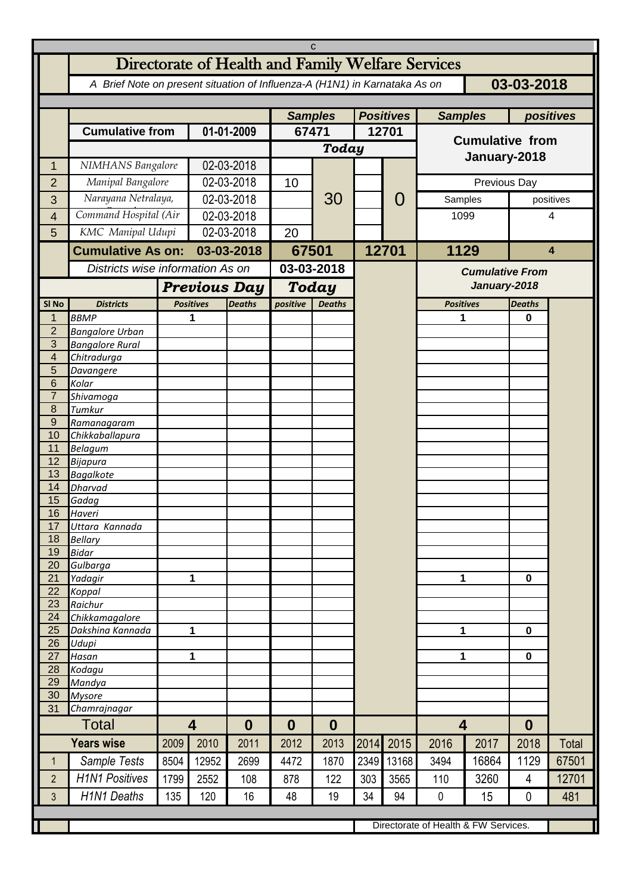# Directorate of Health and Family Welfare Services

*A Brief Note on present situation of Influenza-A (H1N1) in Karnataka As on* **03-03-2018**

| | | | Samples | | Positives | | Samples | positives |
|---|---|---|---|---|---|---|---|---|
| | Cumulative from | 01-01-2009 | 67471 | | 12701 | | Cumulative from January-2018 | |
| | | | Today | | | | | |
| 1 | NIMHANS Bangalore | 02-03-2018 | | 30 | | 0 | | |
| 2 | Manipal Bangalore | 02-03-2018 | 10 | | | | Previous Day | |
| 3 | Narayana Netralaya, | 02-03-2018 | | | | | Samples | positives |
| 4 | Command Hospital (Air | 02-03-2018 | | | | | 1099 | 4 |
| 5 | KMC Manipal Udupi | 02-03-2018 | 20 | | | | | |
| | **Cumulative As on:** | **03-03-2018** | **67501** | | **12701** | | **1129** | **4** |

| Sl No | Districts | Previous Day Positives | Previous Day Deaths | Today positive | Today Deaths | Cumulative From January-2018 Positives | Cumulative From January-2018 Deaths |
|---|---|---|---|---|---|---|---|
| 1 | BBMP | 1 | | | | 1 | 0 |
| 2 | Bangalore Urban | | | | | | |
| 3 | Bangalore Rural | | | | | | |
| 4 | Chitradurga | | | | | | |
| 5 | Davangere | | | | | | |
| 6 | Kolar | | | | | | |
| 7 | Shivamoga | | | | | | |
| 8 | Tumkur | | | | | | |
| 9 | Ramanagaram | | | | | | |
| 10 | Chikkaballapura | | | | | | |
| 11 | Belagum | | | | | | |
| 12 | Bijapura | | | | | | |
| 13 | Bagalkote | | | | | | |
| 14 | Dharvad | | | | | | |
| 15 | Gadag | | | | | | |
| 16 | Haveri | | | | | | |
| 17 | Uttara Kannada | | | | | | |
| 18 | Bellary | | | | | | |
| 19 | Bidar | | | | | | |
| 20 | Gulbarga | | | | | | |
| 21 | Yadagir | 1 | | | | 1 | 0 |
| 22 | Koppal | | | | | | |
| 23 | Raichur | | | | | | |
| 24 | Chikkamagalore | | | | | | |
| 25 | Dakshina Kannada | 1 | | | | 1 | 0 |
| 26 | Udupi | | | | | | |
| 27 | Hasan | 1 | | | | 1 | 0 |
| 28 | Kodagu | | | | | | |
| 29 | Mandya | | | | | | |
| 30 | Mysore | | | | | | |
| 31 | Chamrajnagar | | | | | | |
| | **Total** | **4** | **0** | **0** | **0** | **4** | **0** |

| | Years wise | 2009 | 2010 | 2011 | 2012 | 2013 | 2014 | 2015 | 2016 | 2017 | 2018 | Total |
|---|---|---|---|---|---|---|---|---|---|---|---|---|
| 1 | Sample Tests | 8504 | 12952 | 2699 | 4472 | 1870 | 2349 | 13168 | 3494 | 16864 | 1129 | 67501 |
| 2 | H1N1 Positives | 1799 | 2552 | 108 | 878 | 122 | 303 | 3565 | 110 | 3260 | 4 | 12701 |
| 3 | H1N1 Deaths | 135 | 120 | 16 | 48 | 19 | 34 | 94 | 0 | 15 | 0 | 481 |

Directorate of Health & FW Services.